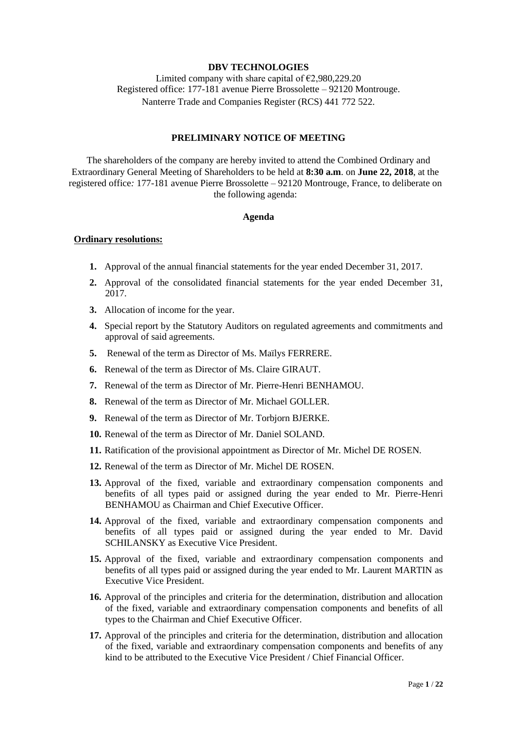**DBV TECHNOLOGIES**

Limited company with share capital of €2,980,229.20
Registered office: 177-181 avenue Pierre Brossolette – 92120 Montrouge.
Nanterre Trade and Companies Register (RCS) 441 772 522.

**PRELIMINARY NOTICE OF MEETING**

The shareholders of the company are hereby invited to attend the Combined Ordinary and Extraordinary General Meeting of Shareholders to be held at **8:30 a.m**. on **June 22, 2018**, at the registered office*:* 177-181 avenue Pierre Brossolette – 92120 Montrouge, France, to deliberate on the following agenda:

**Agenda**

**Ordinary resolutions:**

1. Approval of the annual financial statements for the year ended December 31, 2017.
2. Approval of the consolidated financial statements for the year ended December 31, 2017.
3. Allocation of income for the year.
4. Special report by the Statutory Auditors on regulated agreements and commitments and approval of said agreements.
5. Renewal of the term as Director of Ms. Maïlys FERRERE.
6. Renewal of the term as Director of Ms. Claire GIRAUT.
7. Renewal of the term as Director of Mr. Pierre-Henri BENHAMOU.
8. Renewal of the term as Director of Mr. Michael GOLLER.
9. Renewal of the term as Director of Mr. Torbjorn BJERKE.
10. Renewal of the term as Director of Mr. Daniel SOLAND.
11. Ratification of the provisional appointment as Director of Mr. Michel DE ROSEN.
12. Renewal of the term as Director of Mr. Michel DE ROSEN.
13. Approval of the fixed, variable and extraordinary compensation components and benefits of all types paid or assigned during the year ended to Mr. Pierre-Henri BENHAMOU as Chairman and Chief Executive Officer.
14. Approval of the fixed, variable and extraordinary compensation components and benefits of all types paid or assigned during the year ended to Mr. David SCHILANSKY as Executive Vice President.
15. Approval of the fixed, variable and extraordinary compensation components and benefits of all types paid or assigned during the year ended to Mr. Laurent MARTIN as Executive Vice President.
16. Approval of the principles and criteria for the determination, distribution and allocation of the fixed, variable and extraordinary compensation components and benefits of all types to the Chairman and Chief Executive Officer.
17. Approval of the principles and criteria for the determination, distribution and allocation of the fixed, variable and extraordinary compensation components and benefits of any kind to be attributed to the Executive Vice President / Chief Financial Officer.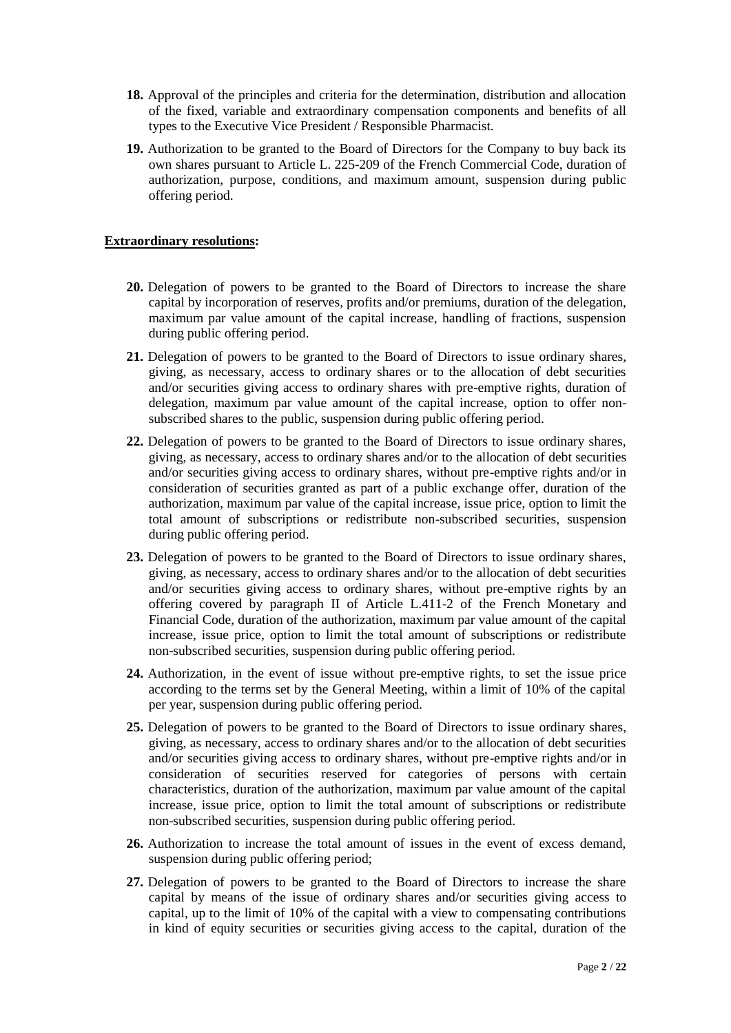**18.** Approval of the principles and criteria for the determination, distribution and allocation of the fixed, variable and extraordinary compensation components and benefits of all types to the Executive Vice President / Responsible Pharmacist.

**19.** Authorization to be granted to the Board of Directors for the Company to buy back its own shares pursuant to Article L. 225-209 of the French Commercial Code, duration of authorization, purpose, conditions, and maximum amount, suspension during public offering period.

**Extraordinary resolutions:**

**20.** Delegation of powers to be granted to the Board of Directors to increase the share capital by incorporation of reserves, profits and/or premiums, duration of the delegation, maximum par value amount of the capital increase, handling of fractions, suspension during public offering period.

**21.** Delegation of powers to be granted to the Board of Directors to issue ordinary shares, giving, as necessary, access to ordinary shares or to the allocation of debt securities and/or securities giving access to ordinary shares with pre-emptive rights, duration of delegation, maximum par value amount of the capital increase, option to offer non-subscribed shares to the public, suspension during public offering period.

**22.** Delegation of powers to be granted to the Board of Directors to issue ordinary shares, giving, as necessary, access to ordinary shares and/or to the allocation of debt securities and/or securities giving access to ordinary shares, without pre-emptive rights and/or in consideration of securities granted as part of a public exchange offer, duration of the authorization, maximum par value of the capital increase, issue price, option to limit the total amount of subscriptions or redistribute non-subscribed securities, suspension during public offering period.

**23.** Delegation of powers to be granted to the Board of Directors to issue ordinary shares, giving, as necessary, access to ordinary shares and/or to the allocation of debt securities and/or securities giving access to ordinary shares, without pre-emptive rights by an offering covered by paragraph II of Article L.411-2 of the French Monetary and Financial Code, duration of the authorization, maximum par value amount of the capital increase, issue price, option to limit the total amount of subscriptions or redistribute non-subscribed securities, suspension during public offering period.

**24.** Authorization, in the event of issue without pre-emptive rights, to set the issue price according to the terms set by the General Meeting, within a limit of 10% of the capital per year, suspension during public offering period.

**25.** Delegation of powers to be granted to the Board of Directors to issue ordinary shares, giving, as necessary, access to ordinary shares and/or to the allocation of debt securities and/or securities giving access to ordinary shares, without pre-emptive rights and/or in consideration of securities reserved for categories of persons with certain characteristics, duration of the authorization, maximum par value amount of the capital increase, issue price, option to limit the total amount of subscriptions or redistribute non-subscribed securities, suspension during public offering period.

**26.** Authorization to increase the total amount of issues in the event of excess demand, suspension during public offering period;

**27.** Delegation of powers to be granted to the Board of Directors to increase the share capital by means of the issue of ordinary shares and/or securities giving access to capital, up to the limit of 10% of the capital with a view to compensating contributions in kind of equity securities or securities giving access to the capital, duration of the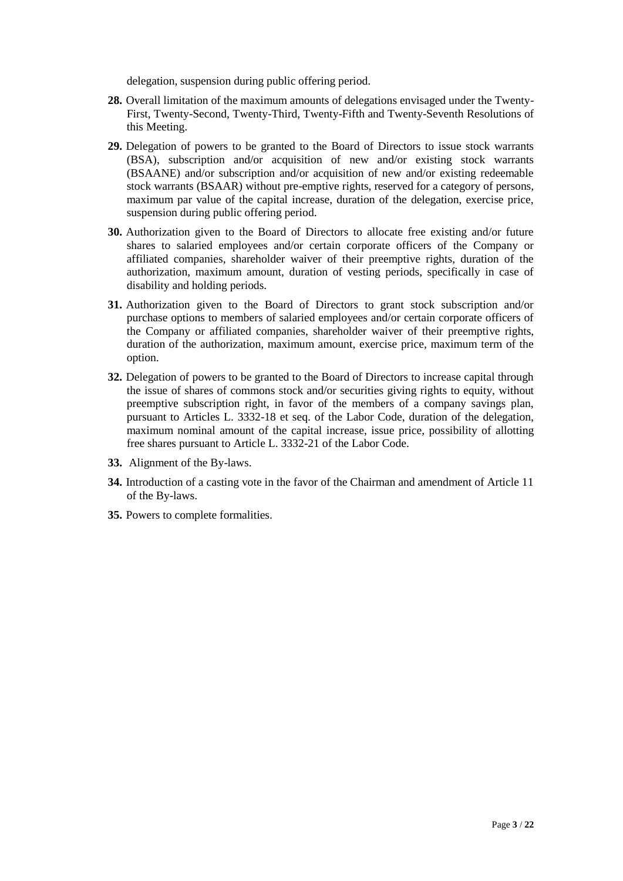delegation, suspension during public offering period.

**28.** Overall limitation of the maximum amounts of delegations envisaged under the Twenty-First, Twenty-Second, Twenty-Third, Twenty-Fifth and Twenty-Seventh Resolutions of this Meeting.

**29.** Delegation of powers to be granted to the Board of Directors to issue stock warrants (BSA), subscription and/or acquisition of new and/or existing stock warrants (BSAANE) and/or subscription and/or acquisition of new and/or existing redeemable stock warrants (BSAAR) without pre-emptive rights, reserved for a category of persons, maximum par value of the capital increase, duration of the delegation, exercise price, suspension during public offering period.

**30.** Authorization given to the Board of Directors to allocate free existing and/or future shares to salaried employees and/or certain corporate officers of the Company or affiliated companies, shareholder waiver of their preemptive rights, duration of the authorization, maximum amount, duration of vesting periods, specifically in case of disability and holding periods.

**31.** Authorization given to the Board of Directors to grant stock subscription and/or purchase options to members of salaried employees and/or certain corporate officers of the Company or affiliated companies, shareholder waiver of their preemptive rights, duration of the authorization, maximum amount, exercise price, maximum term of the option.

**32.** Delegation of powers to be granted to the Board of Directors to increase capital through the issue of shares of commons stock and/or securities giving rights to equity, without preemptive subscription right, in favor of the members of a company savings plan, pursuant to Articles L. 3332-18 et seq. of the Labor Code, duration of the delegation, maximum nominal amount of the capital increase, issue price, possibility of allotting free shares pursuant to Article L. 3332-21 of the Labor Code.

**33.** Alignment of the By-laws.

**34.** Introduction of a casting vote in the favor of the Chairman and amendment of Article 11 of the By-laws.

**35.** Powers to complete formalities.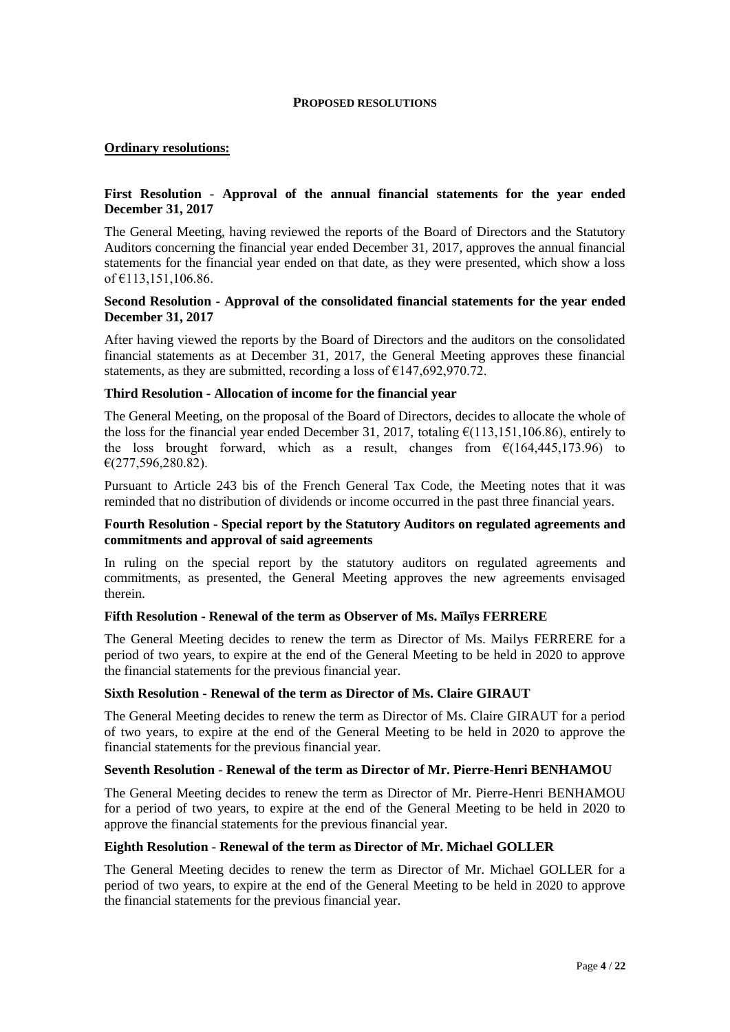# PROPOSED RESOLUTIONS

## Ordinary resolutions:

### First Resolution - Approval of the annual financial statements for the year ended December 31, 2017

The General Meeting, having reviewed the reports of the Board of Directors and the Statutory Auditors concerning the financial year ended December 31, 2017, approves the annual financial statements for the financial year ended on that date, as they were presented, which show a loss of €113,151,106.86.

### Second Resolution - Approval of the consolidated financial statements for the year ended December 31, 2017

After having viewed the reports by the Board of Directors and the auditors on the consolidated financial statements as at December 31, 2017, the General Meeting approves these financial statements, as they are submitted, recording a loss of €147,692,970.72.

### Third Resolution - Allocation of income for the financial year

The General Meeting, on the proposal of the Board of Directors, decides to allocate the whole of the loss for the financial year ended December 31, 2017, totaling €(113,151,106.86), entirely to the loss brought forward, which as a result, changes from €(164,445,173.96) to €(277,596,280.82).

Pursuant to Article 243 bis of the French General Tax Code, the Meeting notes that it was reminded that no distribution of dividends or income occurred in the past three financial years.

### Fourth Resolution - Special report by the Statutory Auditors on regulated agreements and commitments and approval of said agreements

In ruling on the special report by the statutory auditors on regulated agreements and commitments, as presented, the General Meeting approves the new agreements envisaged therein.

### Fifth Resolution - Renewal of the term as Observer of Ms. Maïlys FERRERE

The General Meeting decides to renew the term as Director of Ms. Mailys FERRERE for a period of two years, to expire at the end of the General Meeting to be held in 2020 to approve the financial statements for the previous financial year.

### Sixth Resolution - Renewal of the term as Director of Ms. Claire GIRAUT

The General Meeting decides to renew the term as Director of Ms. Claire GIRAUT for a period of two years, to expire at the end of the General Meeting to be held in 2020 to approve the financial statements for the previous financial year.

### Seventh Resolution - Renewal of the term as Director of Mr. Pierre-Henri BENHAMOU

The General Meeting decides to renew the term as Director of Mr. Pierre-Henri BENHAMOU for a period of two years, to expire at the end of the General Meeting to be held in 2020 to approve the financial statements for the previous financial year.

### Eighth Resolution - Renewal of the term as Director of Mr. Michael GOLLER

The General Meeting decides to renew the term as Director of Mr. Michael GOLLER for a period of two years, to expire at the end of the General Meeting to be held in 2020 to approve the financial statements for the previous financial year.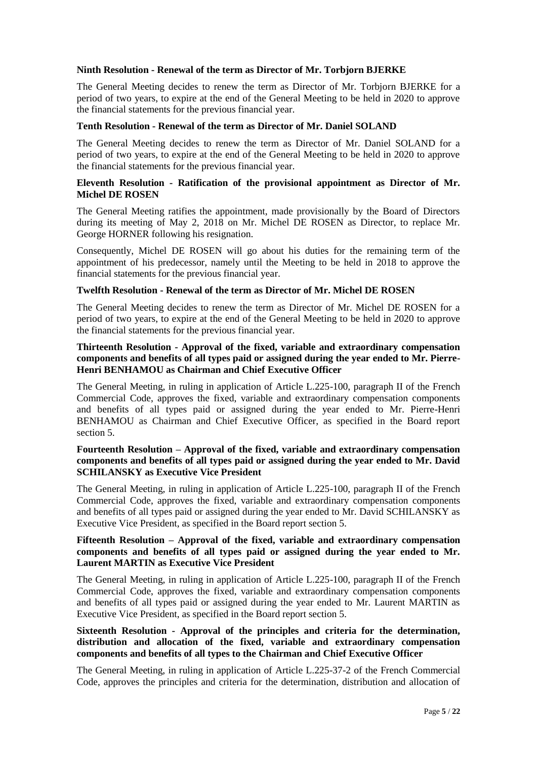**Ninth Resolution - Renewal of the term as Director of Mr. Torbjorn BJERKE**

The General Meeting decides to renew the term as Director of Mr. Torbjorn BJERKE for a period of two years, to expire at the end of the General Meeting to be held in 2020 to approve the financial statements for the previous financial year.

**Tenth Resolution - Renewal of the term as Director of Mr. Daniel SOLAND**

The General Meeting decides to renew the term as Director of Mr. Daniel SOLAND for a period of two years, to expire at the end of the General Meeting to be held in 2020 to approve the financial statements for the previous financial year.

**Eleventh Resolution - Ratification of the provisional appointment as Director of Mr. Michel DE ROSEN**

The General Meeting ratifies the appointment, made provisionally by the Board of Directors during its meeting of May 2, 2018 on Mr. Michel DE ROSEN as Director, to replace Mr. George HORNER following his resignation.

Consequently, Michel DE ROSEN will go about his duties for the remaining term of the appointment of his predecessor, namely until the Meeting to be held in 2018 to approve the financial statements for the previous financial year.

**Twelfth Resolution - Renewal of the term as Director of Mr. Michel DE ROSEN**

The General Meeting decides to renew the term as Director of Mr. Michel DE ROSEN for a period of two years, to expire at the end of the General Meeting to be held in 2020 to approve the financial statements for the previous financial year.

**Thirteenth Resolution - Approval of the fixed, variable and extraordinary compensation components and benefits of all types paid or assigned during the year ended to Mr. Pierre-Henri BENHAMOU as Chairman and Chief Executive Officer**

The General Meeting, in ruling in application of Article L.225-100, paragraph II of the French Commercial Code, approves the fixed, variable and extraordinary compensation components and benefits of all types paid or assigned during the year ended to Mr. Pierre-Henri BENHAMOU as Chairman and Chief Executive Officer, as specified in the Board report section 5.

**Fourteenth Resolution – Approval of the fixed, variable and extraordinary compensation components and benefits of all types paid or assigned during the year ended to Mr. David SCHILANSKY as Executive Vice President**

The General Meeting, in ruling in application of Article L.225-100, paragraph II of the French Commercial Code, approves the fixed, variable and extraordinary compensation components and benefits of all types paid or assigned during the year ended to Mr. David SCHILANSKY as Executive Vice President, as specified in the Board report section 5.

**Fifteenth Resolution – Approval of the fixed, variable and extraordinary compensation components and benefits of all types paid or assigned during the year ended to Mr. Laurent MARTIN as Executive Vice President**

The General Meeting, in ruling in application of Article L.225-100, paragraph II of the French Commercial Code, approves the fixed, variable and extraordinary compensation components and benefits of all types paid or assigned during the year ended to Mr. Laurent MARTIN as Executive Vice President, as specified in the Board report section 5.

**Sixteenth Resolution - Approval of the principles and criteria for the determination, distribution and allocation of the fixed, variable and extraordinary compensation components and benefits of all types to the Chairman and Chief Executive Officer**

The General Meeting, in ruling in application of Article L.225-37-2 of the French Commercial Code, approves the principles and criteria for the determination, distribution and allocation of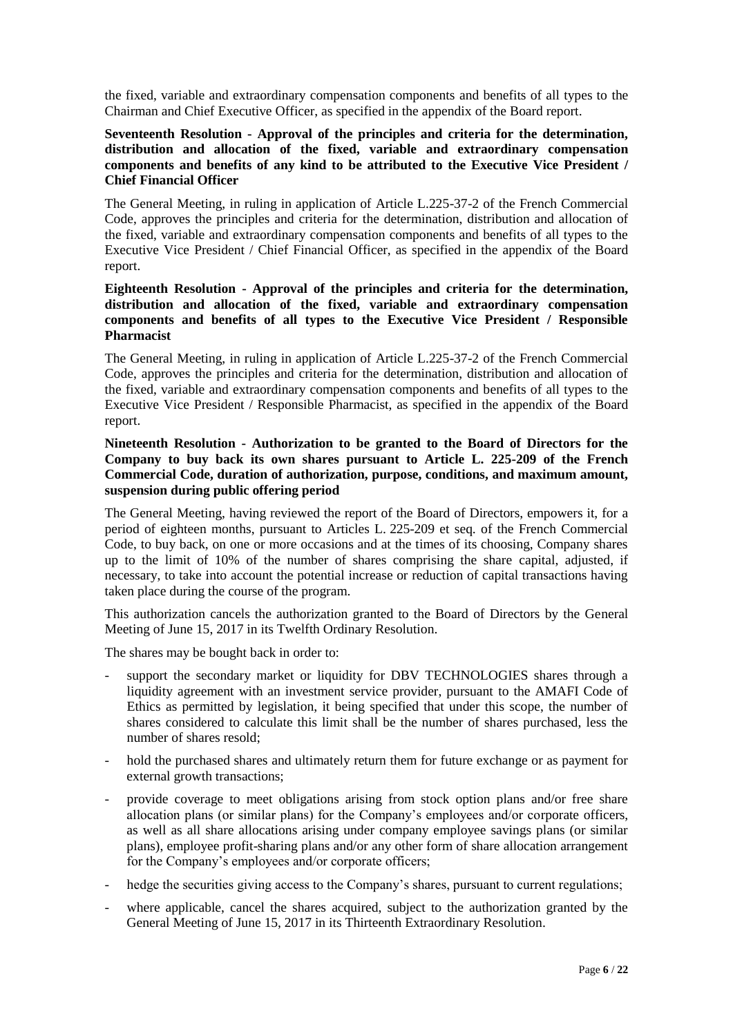the fixed, variable and extraordinary compensation components and benefits of all types to the Chairman and Chief Executive Officer, as specified in the appendix of the Board report.

**Seventeenth Resolution - Approval of the principles and criteria for the determination, distribution and allocation of the fixed, variable and extraordinary compensation components and benefits of any kind to be attributed to the Executive Vice President / Chief Financial Officer**

The General Meeting, in ruling in application of Article L.225-37-2 of the French Commercial Code, approves the principles and criteria for the determination, distribution and allocation of the fixed, variable and extraordinary compensation components and benefits of all types to the Executive Vice President / Chief Financial Officer, as specified in the appendix of the Board report.

**Eighteenth Resolution - Approval of the principles and criteria for the determination, distribution and allocation of the fixed, variable and extraordinary compensation components and benefits of all types to the Executive Vice President / Responsible Pharmacist**

The General Meeting, in ruling in application of Article L.225-37-2 of the French Commercial Code, approves the principles and criteria for the determination, distribution and allocation of the fixed, variable and extraordinary compensation components and benefits of all types to the Executive Vice President / Responsible Pharmacist, as specified in the appendix of the Board report.

**Nineteenth Resolution - Authorization to be granted to the Board of Directors for the Company to buy back its own shares pursuant to Article L. 225-209 of the French Commercial Code, duration of authorization, purpose, conditions, and maximum amount, suspension during public offering period**

The General Meeting, having reviewed the report of the Board of Directors, empowers it, for a period of eighteen months, pursuant to Articles L. 225-209 et seq. of the French Commercial Code, to buy back, on one or more occasions and at the times of its choosing, Company shares up to the limit of 10% of the number of shares comprising the share capital, adjusted, if necessary, to take into account the potential increase or reduction of capital transactions having taken place during the course of the program.

This authorization cancels the authorization granted to the Board of Directors by the General Meeting of June 15, 2017 in its Twelfth Ordinary Resolution.

The shares may be bought back in order to:

- support the secondary market or liquidity for DBV TECHNOLOGIES shares through a liquidity agreement with an investment service provider, pursuant to the AMAFI Code of Ethics as permitted by legislation, it being specified that under this scope, the number of shares considered to calculate this limit shall be the number of shares purchased, less the number of shares resold;
- hold the purchased shares and ultimately return them for future exchange or as payment for external growth transactions;
- provide coverage to meet obligations arising from stock option plans and/or free share allocation plans (or similar plans) for the Company's employees and/or corporate officers, as well as all share allocations arising under company employee savings plans (or similar plans), employee profit-sharing plans and/or any other form of share allocation arrangement for the Company's employees and/or corporate officers;
- hedge the securities giving access to the Company's shares, pursuant to current regulations;
- where applicable, cancel the shares acquired, subject to the authorization granted by the General Meeting of June 15, 2017 in its Thirteenth Extraordinary Resolution.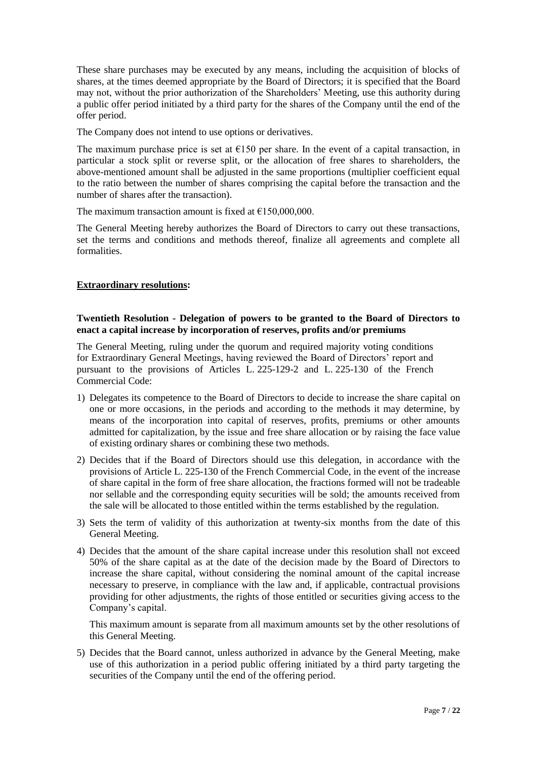These share purchases may be executed by any means, including the acquisition of blocks of shares, at the times deemed appropriate by the Board of Directors; it is specified that the Board may not, without the prior authorization of the Shareholders' Meeting, use this authority during a public offer period initiated by a third party for the shares of the Company until the end of the offer period.

The Company does not intend to use options or derivatives.

The maximum purchase price is set at €150 per share. In the event of a capital transaction, in particular a stock split or reverse split, or the allocation of free shares to shareholders, the above-mentioned amount shall be adjusted in the same proportions (multiplier coefficient equal to the ratio between the number of shares comprising the capital before the transaction and the number of shares after the transaction).

The maximum transaction amount is fixed at €150,000,000.

The General Meeting hereby authorizes the Board of Directors to carry out these transactions, set the terms and conditions and methods thereof, finalize all agreements and complete all formalities.

**Extraordinary resolutions:**

**Twentieth Resolution - Delegation of powers to be granted to the Board of Directors to enact a capital increase by incorporation of reserves, profits and/or premiums**

The General Meeting, ruling under the quorum and required majority voting conditions for Extraordinary General Meetings, having reviewed the Board of Directors' report and pursuant to the provisions of Articles L. 225-129-2 and L. 225-130 of the French Commercial Code:

1) Delegates its competence to the Board of Directors to decide to increase the share capital on one or more occasions, in the periods and according to the methods it may determine, by means of the incorporation into capital of reserves, profits, premiums or other amounts admitted for capitalization, by the issue and free share allocation or by raising the face value of existing ordinary shares or combining these two methods.

2) Decides that if the Board of Directors should use this delegation, in accordance with the provisions of Article L. 225-130 of the French Commercial Code, in the event of the increase of share capital in the form of free share allocation, the fractions formed will not be tradeable nor sellable and the corresponding equity securities will be sold; the amounts received from the sale will be allocated to those entitled within the terms established by the regulation.

3) Sets the term of validity of this authorization at twenty-six months from the date of this General Meeting.

4) Decides that the amount of the share capital increase under this resolution shall not exceed 50% of the share capital as at the date of the decision made by the Board of Directors to increase the share capital, without considering the nominal amount of the capital increase necessary to preserve, in compliance with the law and, if applicable, contractual provisions providing for other adjustments, the rights of those entitled or securities giving access to the Company's capital.

   This maximum amount is separate from all maximum amounts set by the other resolutions of this General Meeting.

5) Decides that the Board cannot, unless authorized in advance by the General Meeting, make use of this authorization in a period public offering initiated by a third party targeting the securities of the Company until the end of the offering period.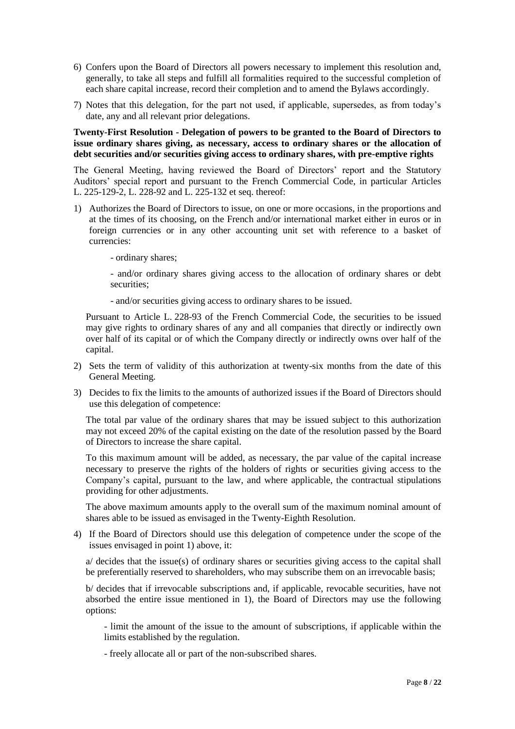6) Confers upon the Board of Directors all powers necessary to implement this resolution and, generally, to take all steps and fulfill all formalities required to the successful completion of each share capital increase, record their completion and to amend the Bylaws accordingly.

7) Notes that this delegation, for the part not used, if applicable, supersedes, as from today's date, any and all relevant prior delegations.

**Twenty-First Resolution - Delegation of powers to be granted to the Board of Directors to issue ordinary shares giving, as necessary, access to ordinary shares or the allocation of debt securities and/or securities giving access to ordinary shares, with pre-emptive rights**

The General Meeting, having reviewed the Board of Directors' report and the Statutory Auditors' special report and pursuant to the French Commercial Code, in particular Articles L. 225-129-2, L. 228-92 and L. 225-132 et seq. thereof:

1) Authorizes the Board of Directors to issue, on one or more occasions, in the proportions and at the times of its choosing, on the French and/or international market either in euros or in foreign currencies or in any other accounting unit set with reference to a basket of currencies:

   - ordinary shares;

   - and/or ordinary shares giving access to the allocation of ordinary shares or debt securities;

   - and/or securities giving access to ordinary shares to be issued.

   Pursuant to Article L. 228-93 of the French Commercial Code, the securities to be issued may give rights to ordinary shares of any and all companies that directly or indirectly own over half of its capital or of which the Company directly or indirectly owns over half of the capital.

2) Sets the term of validity of this authorization at twenty-six months from the date of this General Meeting.

3) Decides to fix the limits to the amounts of authorized issues if the Board of Directors should use this delegation of competence:

   The total par value of the ordinary shares that may be issued subject to this authorization may not exceed 20% of the capital existing on the date of the resolution passed by the Board of Directors to increase the share capital.

   To this maximum amount will be added, as necessary, the par value of the capital increase necessary to preserve the rights of the holders of rights or securities giving access to the Company's capital, pursuant to the law, and where applicable, the contractual stipulations providing for other adjustments.

   The above maximum amounts apply to the overall sum of the maximum nominal amount of shares able to be issued as envisaged in the Twenty-Eighth Resolution.

4) If the Board of Directors should use this delegation of competence under the scope of the issues envisaged in point 1) above, it:

   a/ decides that the issue(s) of ordinary shares or securities giving access to the capital shall be preferentially reserved to shareholders, who may subscribe them on an irrevocable basis;

   b/ decides that if irrevocable subscriptions and, if applicable, revocable securities, have not absorbed the entire issue mentioned in 1), the Board of Directors may use the following options:

   - limit the amount of the issue to the amount of subscriptions, if applicable within the limits established by the regulation.

   - freely allocate all or part of the non-subscribed shares.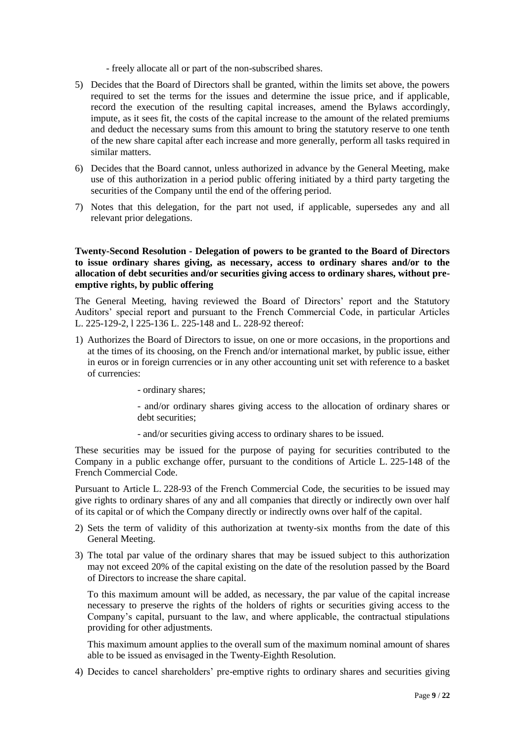- freely allocate all or part of the non-subscribed shares.

5) Decides that the Board of Directors shall be granted, within the limits set above, the powers required to set the terms for the issues and determine the issue price, and if applicable, record the execution of the resulting capital increases, amend the Bylaws accordingly, impute, as it sees fit, the costs of the capital increase to the amount of the related premiums and deduct the necessary sums from this amount to bring the statutory reserve to one tenth of the new share capital after each increase and more generally, perform all tasks required in similar matters.

6) Decides that the Board cannot, unless authorized in advance by the General Meeting, make use of this authorization in a period public offering initiated by a third party targeting the securities of the Company until the end of the offering period.

7) Notes that this delegation, for the part not used, if applicable, supersedes any and all relevant prior delegations.

**Twenty-Second Resolution - Delegation of powers to be granted to the Board of Directors to issue ordinary shares giving, as necessary, access to ordinary shares and/or to the allocation of debt securities and/or securities giving access to ordinary shares, without pre-emptive rights, by public offering**

The General Meeting, having reviewed the Board of Directors' report and the Statutory Auditors' special report and pursuant to the French Commercial Code, in particular Articles L. 225-129-2, l 225-136 L. 225-148 and L. 228-92 thereof:

1) Authorizes the Board of Directors to issue, on one or more occasions, in the proportions and at the times of its choosing, on the French and/or international market, by public issue, either in euros or in foreign currencies or in any other accounting unit set with reference to a basket of currencies:

   - ordinary shares;

   - and/or ordinary shares giving access to the allocation of ordinary shares or debt securities;

   - and/or securities giving access to ordinary shares to be issued.

These securities may be issued for the purpose of paying for securities contributed to the Company in a public exchange offer, pursuant to the conditions of Article L. 225-148 of the French Commercial Code.

Pursuant to Article L. 228-93 of the French Commercial Code, the securities to be issued may give rights to ordinary shares of any and all companies that directly or indirectly own over half of its capital or of which the Company directly or indirectly owns over half of the capital.

2) Sets the term of validity of this authorization at twenty-six months from the date of this General Meeting.

3) The total par value of the ordinary shares that may be issued subject to this authorization may not exceed 20% of the capital existing on the date of the resolution passed by the Board of Directors to increase the share capital.

   To this maximum amount will be added, as necessary, the par value of the capital increase necessary to preserve the rights of the holders of rights or securities giving access to the Company's capital, pursuant to the law, and where applicable, the contractual stipulations providing for other adjustments.

   This maximum amount applies to the overall sum of the maximum nominal amount of shares able to be issued as envisaged in the Twenty-Eighth Resolution.

4) Decides to cancel shareholders' pre-emptive rights to ordinary shares and securities giving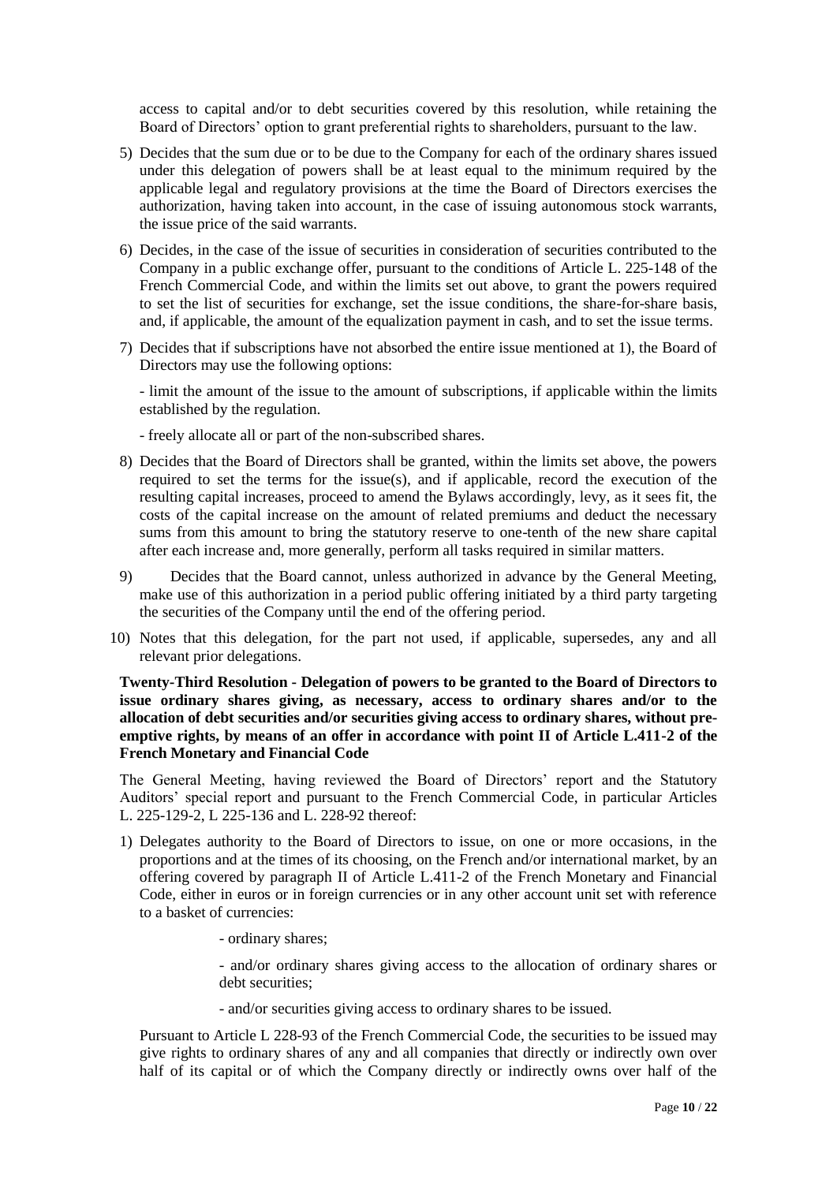access to capital and/or to debt securities covered by this resolution, while retaining the Board of Directors' option to grant preferential rights to shareholders, pursuant to the law.

5) Decides that the sum due or to be due to the Company for each of the ordinary shares issued under this delegation of powers shall be at least equal to the minimum required by the applicable legal and regulatory provisions at the time the Board of Directors exercises the authorization, having taken into account, in the case of issuing autonomous stock warrants, the issue price of the said warrants.

6) Decides, in the case of the issue of securities in consideration of securities contributed to the Company in a public exchange offer, pursuant to the conditions of Article L. 225-148 of the French Commercial Code, and within the limits set out above, to grant the powers required to set the list of securities for exchange, set the issue conditions, the share-for-share basis, and, if applicable, the amount of the equalization payment in cash, and to set the issue terms.

7) Decides that if subscriptions have not absorbed the entire issue mentioned at 1), the Board of Directors may use the following options:

   - limit the amount of the issue to the amount of subscriptions, if applicable within the limits established by the regulation.

   - freely allocate all or part of the non-subscribed shares.

8) Decides that the Board of Directors shall be granted, within the limits set above, the powers required to set the terms for the issue(s), and if applicable, record the execution of the resulting capital increases, proceed to amend the Bylaws accordingly, levy, as it sees fit, the costs of the capital increase on the amount of related premiums and deduct the necessary sums from this amount to bring the statutory reserve to one-tenth of the new share capital after each increase and, more generally, perform all tasks required in similar matters.

9) Decides that the Board cannot, unless authorized in advance by the General Meeting, make use of this authorization in a period public offering initiated by a third party targeting the securities of the Company until the end of the offering period.

10) Notes that this delegation, for the part not used, if applicable, supersedes, any and all relevant prior delegations.

**Twenty-Third Resolution - Delegation of powers to be granted to the Board of Directors to issue ordinary shares giving, as necessary, access to ordinary shares and/or to the allocation of debt securities and/or securities giving access to ordinary shares, without pre-emptive rights, by means of an offer in accordance with point II of Article L.411-2 of the French Monetary and Financial Code**

The General Meeting, having reviewed the Board of Directors' report and the Statutory Auditors' special report and pursuant to the French Commercial Code, in particular Articles L. 225-129-2, L 225-136 and L. 228-92 thereof:

1) Delegates authority to the Board of Directors to issue, on one or more occasions, in the proportions and at the times of its choosing, on the French and/or international market, by an offering covered by paragraph II of Article L.411-2 of the French Monetary and Financial Code, either in euros or in foreign currencies or in any other account unit set with reference to a basket of currencies:

   - ordinary shares;

   - and/or ordinary shares giving access to the allocation of ordinary shares or debt securities;

   - and/or securities giving access to ordinary shares to be issued.

   Pursuant to Article L 228-93 of the French Commercial Code, the securities to be issued may give rights to ordinary shares of any and all companies that directly or indirectly own over half of its capital or of which the Company directly or indirectly owns over half of the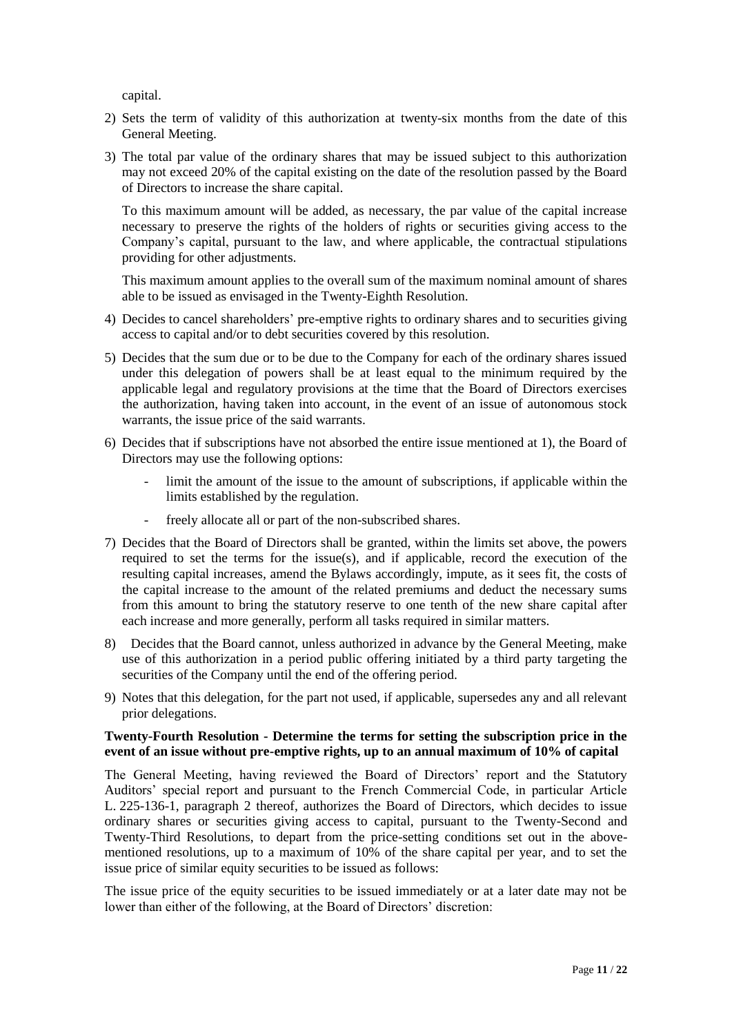capital.

2) Sets the term of validity of this authorization at twenty-six months from the date of this General Meeting.

3) The total par value of the ordinary shares that may be issued subject to this authorization may not exceed 20% of the capital existing on the date of the resolution passed by the Board of Directors to increase the share capital.

   To this maximum amount will be added, as necessary, the par value of the capital increase necessary to preserve the rights of the holders of rights or securities giving access to the Company's capital, pursuant to the law, and where applicable, the contractual stipulations providing for other adjustments.

   This maximum amount applies to the overall sum of the maximum nominal amount of shares able to be issued as envisaged in the Twenty-Eighth Resolution.

4) Decides to cancel shareholders' pre-emptive rights to ordinary shares and to securities giving access to capital and/or to debt securities covered by this resolution.

5) Decides that the sum due or to be due to the Company for each of the ordinary shares issued under this delegation of powers shall be at least equal to the minimum required by the applicable legal and regulatory provisions at the time that the Board of Directors exercises the authorization, having taken into account, in the event of an issue of autonomous stock warrants, the issue price of the said warrants.

6) Decides that if subscriptions have not absorbed the entire issue mentioned at 1), the Board of Directors may use the following options:

   - limit the amount of the issue to the amount of subscriptions, if applicable within the limits established by the regulation.
   - freely allocate all or part of the non-subscribed shares.

7) Decides that the Board of Directors shall be granted, within the limits set above, the powers required to set the terms for the issue(s), and if applicable, record the execution of the resulting capital increases, amend the Bylaws accordingly, impute, as it sees fit, the costs of the capital increase to the amount of the related premiums and deduct the necessary sums from this amount to bring the statutory reserve to one tenth of the new share capital after each increase and more generally, perform all tasks required in similar matters.

8) Decides that the Board cannot, unless authorized in advance by the General Meeting, make use of this authorization in a period public offering initiated by a third party targeting the securities of the Company until the end of the offering period.

9) Notes that this delegation, for the part not used, if applicable, supersedes any and all relevant prior delegations.

**Twenty-Fourth Resolution - Determine the terms for setting the subscription price in the event of an issue without pre-emptive rights, up to an annual maximum of 10% of capital**

The General Meeting, having reviewed the Board of Directors' report and the Statutory Auditors' special report and pursuant to the French Commercial Code, in particular Article L. 225-136-1, paragraph 2 thereof, authorizes the Board of Directors, which decides to issue ordinary shares or securities giving access to capital, pursuant to the Twenty-Second and Twenty-Third Resolutions, to depart from the price-setting conditions set out in the above-mentioned resolutions, up to a maximum of 10% of the share capital per year, and to set the issue price of similar equity securities to be issued as follows:

The issue price of the equity securities to be issued immediately or at a later date may not be lower than either of the following, at the Board of Directors' discretion: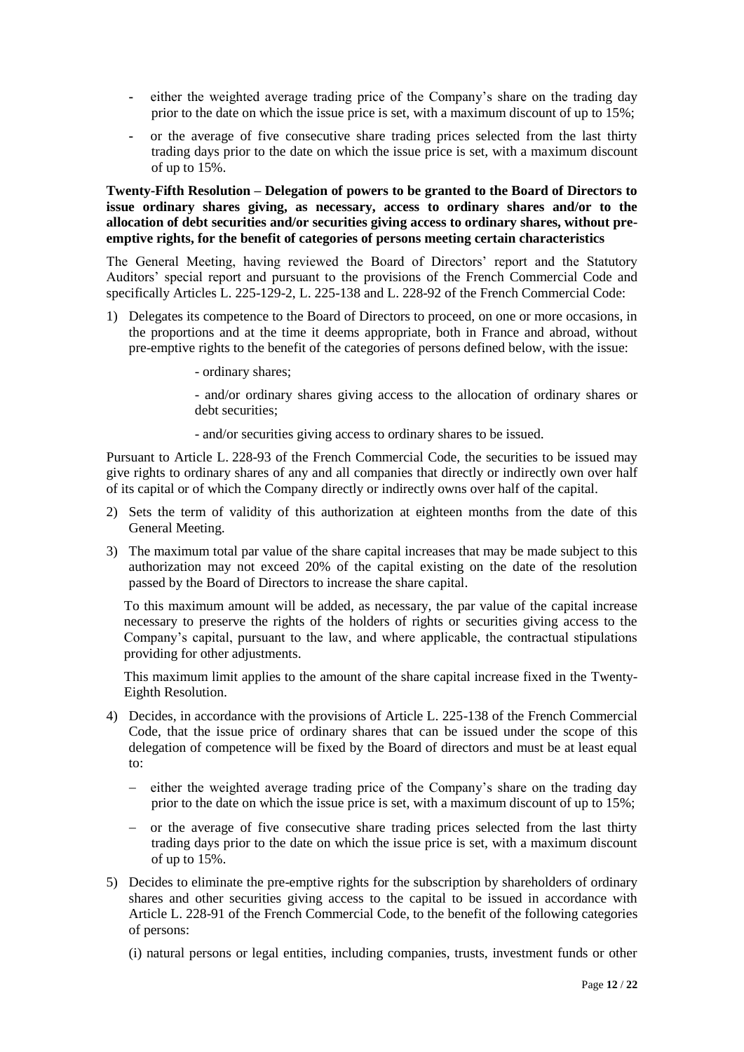- either the weighted average trading price of the Company's share on the trading day prior to the date on which the issue price is set, with a maximum discount of up to 15%;
- or the average of five consecutive share trading prices selected from the last thirty trading days prior to the date on which the issue price is set, with a maximum discount of up to 15%.

**Twenty-Fifth Resolution – Delegation of powers to be granted to the Board of Directors to issue ordinary shares giving, as necessary, access to ordinary shares and/or to the allocation of debt securities and/or securities giving access to ordinary shares, without pre-emptive rights, for the benefit of categories of persons meeting certain characteristics**

The General Meeting, having reviewed the Board of Directors' report and the Statutory Auditors' special report and pursuant to the provisions of the French Commercial Code and specifically Articles L. 225-129-2, L. 225-138 and L. 228-92 of the French Commercial Code:

1) Delegates its competence to the Board of Directors to proceed, on one or more occasions, in the proportions and at the time it deems appropriate, both in France and abroad, without pre-emptive rights to the benefit of the categories of persons defined below, with the issue:

   - ordinary shares;

   - and/or ordinary shares giving access to the allocation of ordinary shares or debt securities;

   - and/or securities giving access to ordinary shares to be issued.

Pursuant to Article L. 228-93 of the French Commercial Code, the securities to be issued may give rights to ordinary shares of any and all companies that directly or indirectly own over half of its capital or of which the Company directly or indirectly owns over half of the capital.

2) Sets the term of validity of this authorization at eighteen months from the date of this General Meeting.

3) The maximum total par value of the share capital increases that may be made subject to this authorization may not exceed 20% of the capital existing on the date of the resolution passed by the Board of Directors to increase the share capital.

   To this maximum amount will be added, as necessary, the par value of the capital increase necessary to preserve the rights of the holders of rights or securities giving access to the Company's capital, pursuant to the law, and where applicable, the contractual stipulations providing for other adjustments.

   This maximum limit applies to the amount of the share capital increase fixed in the Twenty-Eighth Resolution.

4) Decides, in accordance with the provisions of Article L. 225-138 of the French Commercial Code, that the issue price of ordinary shares that can be issued under the scope of this delegation of competence will be fixed by the Board of directors and must be at least equal to:

   - either the weighted average trading price of the Company's share on the trading day prior to the date on which the issue price is set, with a maximum discount of up to 15%;
   - or the average of five consecutive share trading prices selected from the last thirty trading days prior to the date on which the issue price is set, with a maximum discount of up to 15%.

5) Decides to eliminate the pre-emptive rights for the subscription by shareholders of ordinary shares and other securities giving access to the capital to be issued in accordance with Article L. 228-91 of the French Commercial Code, to the benefit of the following categories of persons:

   (i) natural persons or legal entities, including companies, trusts, investment funds or other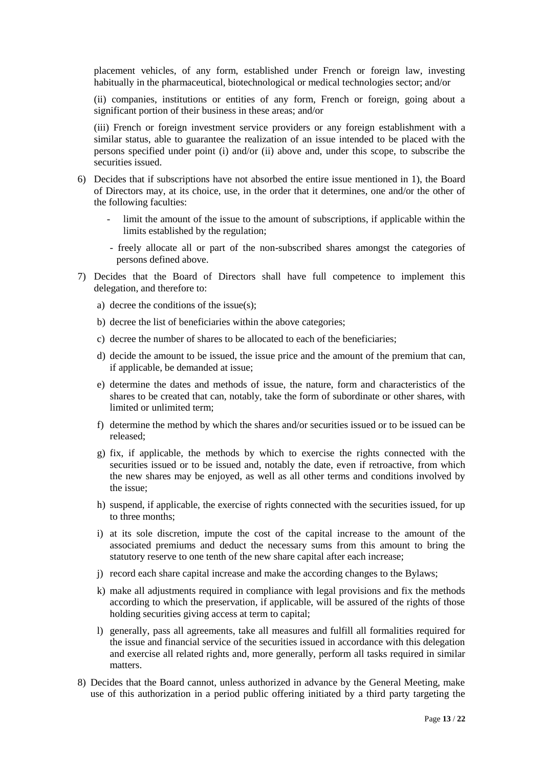placement vehicles, of any form, established under French or foreign law, investing habitually in the pharmaceutical, biotechnological or medical technologies sector; and/or

(ii) companies, institutions or entities of any form, French or foreign, going about a significant portion of their business in these areas; and/or

(iii) French or foreign investment service providers or any foreign establishment with a similar status, able to guarantee the realization of an issue intended to be placed with the persons specified under point (i) and/or (ii) above and, under this scope, to subscribe the securities issued.

6) Decides that if subscriptions have not absorbed the entire issue mentioned in 1), the Board of Directors may, at its choice, use, in the order that it determines, one and/or the other of the following faculties:

   - limit the amount of the issue to the amount of subscriptions, if applicable within the limits established by the regulation;
   - freely allocate all or part of the non-subscribed shares amongst the categories of persons defined above.

7) Decides that the Board of Directors shall have full competence to implement this delegation, and therefore to:

   a) decree the conditions of the issue(s);

   b) decree the list of beneficiaries within the above categories;

   c) decree the number of shares to be allocated to each of the beneficiaries;

   d) decide the amount to be issued, the issue price and the amount of the premium that can, if applicable, be demanded at issue;

   e) determine the dates and methods of issue, the nature, form and characteristics of the shares to be created that can, notably, take the form of subordinate or other shares, with limited or unlimited term;

   f) determine the method by which the shares and/or securities issued or to be issued can be released;

   g) fix, if applicable, the methods by which to exercise the rights connected with the securities issued or to be issued and, notably the date, even if retroactive, from which the new shares may be enjoyed, as well as all other terms and conditions involved by the issue;

   h) suspend, if applicable, the exercise of rights connected with the securities issued, for up to three months;

   i) at its sole discretion, impute the cost of the capital increase to the amount of the associated premiums and deduct the necessary sums from this amount to bring the statutory reserve to one tenth of the new share capital after each increase;

   j) record each share capital increase and make the according changes to the Bylaws;

   k) make all adjustments required in compliance with legal provisions and fix the methods according to which the preservation, if applicable, will be assured of the rights of those holding securities giving access at term to capital;

   l) generally, pass all agreements, take all measures and fulfill all formalities required for the issue and financial service of the securities issued in accordance with this delegation and exercise all related rights and, more generally, perform all tasks required in similar matters.

8) Decides that the Board cannot, unless authorized in advance by the General Meeting, make use of this authorization in a period public offering initiated by a third party targeting the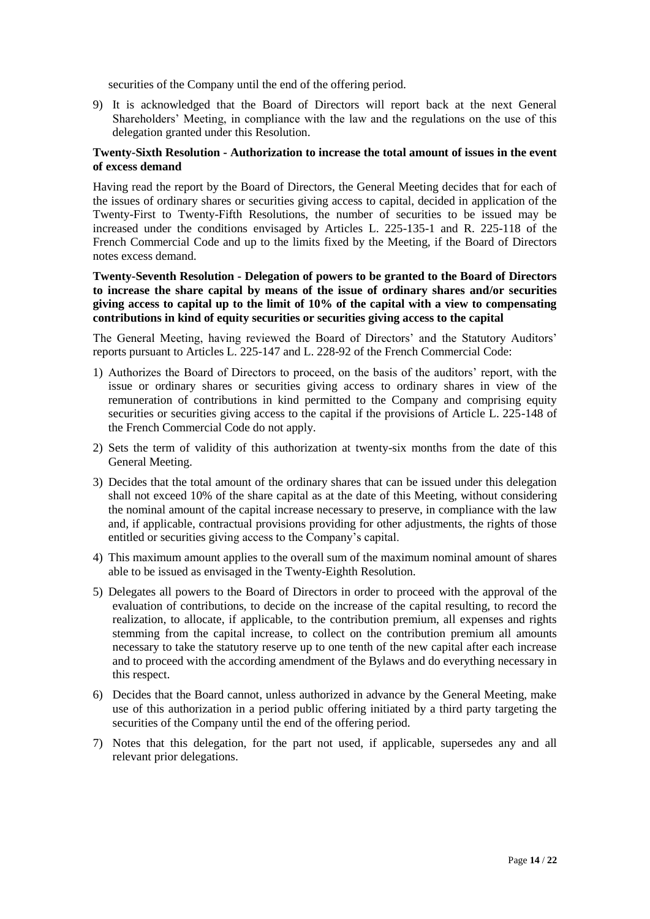securities of the Company until the end of the offering period.

9) It is acknowledged that the Board of Directors will report back at the next General Shareholders' Meeting, in compliance with the law and the regulations on the use of this delegation granted under this Resolution.

**Twenty-Sixth Resolution - Authorization to increase the total amount of issues in the event of excess demand**

Having read the report by the Board of Directors, the General Meeting decides that for each of the issues of ordinary shares or securities giving access to capital, decided in application of the Twenty-First to Twenty-Fifth Resolutions, the number of securities to be issued may be increased under the conditions envisaged by Articles L. 225-135-1 and R. 225-118 of the French Commercial Code and up to the limits fixed by the Meeting, if the Board of Directors notes excess demand.

**Twenty-Seventh Resolution - Delegation of powers to be granted to the Board of Directors to increase the share capital by means of the issue of ordinary shares and/or securities giving access to capital up to the limit of 10% of the capital with a view to compensating contributions in kind of equity securities or securities giving access to the capital**

The General Meeting, having reviewed the Board of Directors' and the Statutory Auditors' reports pursuant to Articles L. 225-147 and L. 228-92 of the French Commercial Code:

1) Authorizes the Board of Directors to proceed, on the basis of the auditors' report, with the issue or ordinary shares or securities giving access to ordinary shares in view of the remuneration of contributions in kind permitted to the Company and comprising equity securities or securities giving access to the capital if the provisions of Article L. 225-148 of the French Commercial Code do not apply.
2) Sets the term of validity of this authorization at twenty-six months from the date of this General Meeting.
3) Decides that the total amount of the ordinary shares that can be issued under this delegation shall not exceed 10% of the share capital as at the date of this Meeting, without considering the nominal amount of the capital increase necessary to preserve, in compliance with the law and, if applicable, contractual provisions providing for other adjustments, the rights of those entitled or securities giving access to the Company's capital.
4) This maximum amount applies to the overall sum of the maximum nominal amount of shares able to be issued as envisaged in the Twenty-Eighth Resolution.
5) Delegates all powers to the Board of Directors in order to proceed with the approval of the evaluation of contributions, to decide on the increase of the capital resulting, to record the realization, to allocate, if applicable, to the contribution premium, all expenses and rights stemming from the capital increase, to collect on the contribution premium all amounts necessary to take the statutory reserve up to one tenth of the new capital after each increase and to proceed with the according amendment of the Bylaws and do everything necessary in this respect.
6) Decides that the Board cannot, unless authorized in advance by the General Meeting, make use of this authorization in a period public offering initiated by a third party targeting the securities of the Company until the end of the offering period.
7) Notes that this delegation, for the part not used, if applicable, supersedes any and all relevant prior delegations.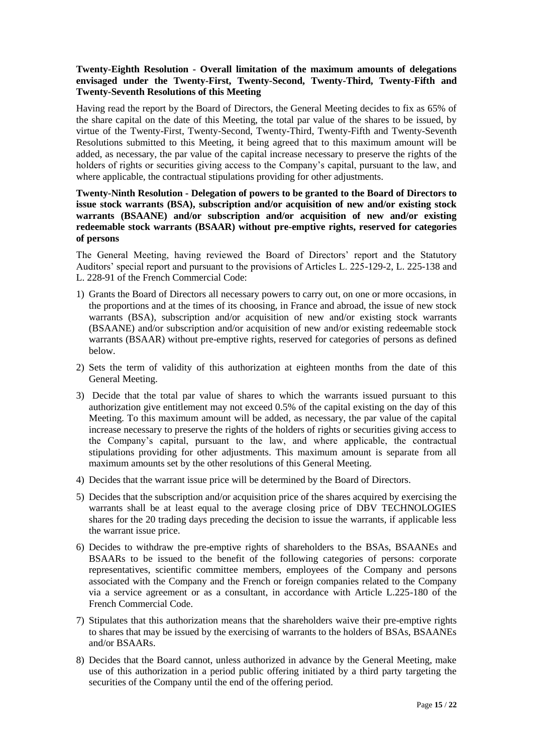**Twenty-Eighth Resolution - Overall limitation of the maximum amounts of delegations envisaged under the Twenty-First, Twenty-Second, Twenty-Third, Twenty-Fifth and Twenty-Seventh Resolutions of this Meeting**

Having read the report by the Board of Directors, the General Meeting decides to fix as 65% of the share capital on the date of this Meeting, the total par value of the shares to be issued, by virtue of the Twenty-First, Twenty-Second, Twenty-Third, Twenty-Fifth and Twenty-Seventh Resolutions submitted to this Meeting, it being agreed that to this maximum amount will be added, as necessary, the par value of the capital increase necessary to preserve the rights of the holders of rights or securities giving access to the Company's capital, pursuant to the law, and where applicable, the contractual stipulations providing for other adjustments.

**Twenty-Ninth Resolution - Delegation of powers to be granted to the Board of Directors to issue stock warrants (BSA), subscription and/or acquisition of new and/or existing stock warrants (BSAANE) and/or subscription and/or acquisition of new and/or existing redeemable stock warrants (BSAAR) without pre-emptive rights, reserved for categories of persons**

The General Meeting, having reviewed the Board of Directors' report and the Statutory Auditors' special report and pursuant to the provisions of Articles L. 225-129-2, L. 225-138 and L. 228-91 of the French Commercial Code:

1) Grants the Board of Directors all necessary powers to carry out, on one or more occasions, in the proportions and at the times of its choosing, in France and abroad, the issue of new stock warrants (BSA), subscription and/or acquisition of new and/or existing stock warrants (BSAANE) and/or subscription and/or acquisition of new and/or existing redeemable stock warrants (BSAAR) without pre-emptive rights, reserved for categories of persons as defined below.
2) Sets the term of validity of this authorization at eighteen months from the date of this General Meeting.
3) Decide that the total par value of shares to which the warrants issued pursuant to this authorization give entitlement may not exceed 0.5% of the capital existing on the day of this Meeting. To this maximum amount will be added, as necessary, the par value of the capital increase necessary to preserve the rights of the holders of rights or securities giving access to the Company's capital, pursuant to the law, and where applicable, the contractual stipulations providing for other adjustments. This maximum amount is separate from all maximum amounts set by the other resolutions of this General Meeting.
4) Decides that the warrant issue price will be determined by the Board of Directors.
5) Decides that the subscription and/or acquisition price of the shares acquired by exercising the warrants shall be at least equal to the average closing price of DBV TECHNOLOGIES shares for the 20 trading days preceding the decision to issue the warrants, if applicable less the warrant issue price.
6) Decides to withdraw the pre-emptive rights of shareholders to the BSAs, BSAANEs and BSAARs to be issued to the benefit of the following categories of persons: corporate representatives, scientific committee members, employees of the Company and persons associated with the Company and the French or foreign companies related to the Company via a service agreement or as a consultant, in accordance with Article L.225-180 of the French Commercial Code.
7) Stipulates that this authorization means that the shareholders waive their pre-emptive rights to shares that may be issued by the exercising of warrants to the holders of BSAs, BSAANEs and/or BSAARs.
8) Decides that the Board cannot, unless authorized in advance by the General Meeting, make use of this authorization in a period public offering initiated by a third party targeting the securities of the Company until the end of the offering period.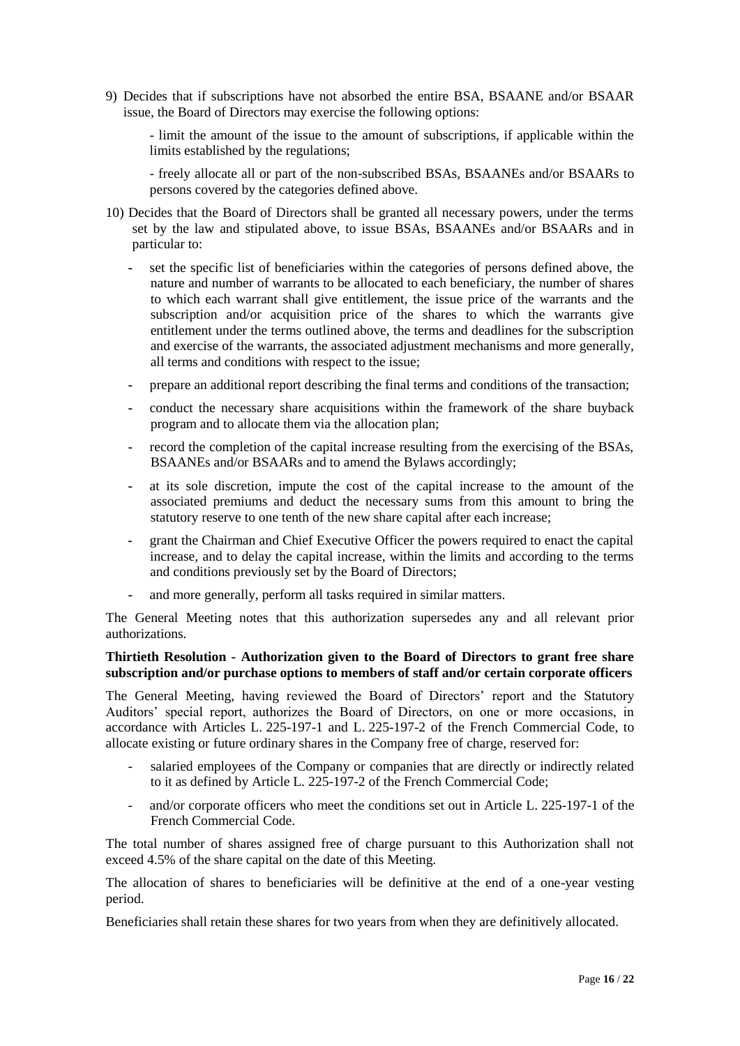9) Decides that if subscriptions have not absorbed the entire BSA, BSAANE and/or BSAAR issue, the Board of Directors may exercise the following options:

   - limit the amount of the issue to the amount of subscriptions, if applicable within the limits established by the regulations;

   - freely allocate all or part of the non-subscribed BSAs, BSAANEs and/or BSAARs to persons covered by the categories defined above.

10) Decides that the Board of Directors shall be granted all necessary powers, under the terms set by the law and stipulated above, to issue BSAs, BSAANEs and/or BSAARs and in particular to:

   - set the specific list of beneficiaries within the categories of persons defined above, the nature and number of warrants to be allocated to each beneficiary, the number of shares to which each warrant shall give entitlement, the issue price of the warrants and the subscription and/or acquisition price of the shares to which the warrants give entitlement under the terms outlined above, the terms and deadlines for the subscription and exercise of the warrants, the associated adjustment mechanisms and more generally, all terms and conditions with respect to the issue;
   - prepare an additional report describing the final terms and conditions of the transaction;
   - conduct the necessary share acquisitions within the framework of the share buyback program and to allocate them via the allocation plan;
   - record the completion of the capital increase resulting from the exercising of the BSAs, BSAANEs and/or BSAARs and to amend the Bylaws accordingly;
   - at its sole discretion, impute the cost of the capital increase to the amount of the associated premiums and deduct the necessary sums from this amount to bring the statutory reserve to one tenth of the new share capital after each increase;
   - grant the Chairman and Chief Executive Officer the powers required to enact the capital increase, and to delay the capital increase, within the limits and according to the terms and conditions previously set by the Board of Directors;
   - and more generally, perform all tasks required in similar matters.

The General Meeting notes that this authorization supersedes any and all relevant prior authorizations.

**Thirtieth Resolution - Authorization given to the Board of Directors to grant free share subscription and/or purchase options to members of staff and/or certain corporate officers**

The General Meeting, having reviewed the Board of Directors' report and the Statutory Auditors' special report, authorizes the Board of Directors, on one or more occasions, in accordance with Articles L. 225-197-1 and L. 225-197-2 of the French Commercial Code, to allocate existing or future ordinary shares in the Company free of charge, reserved for:

- salaried employees of the Company or companies that are directly or indirectly related to it as defined by Article L. 225-197-2 of the French Commercial Code;
- and/or corporate officers who meet the conditions set out in Article L. 225-197-1 of the French Commercial Code.

The total number of shares assigned free of charge pursuant to this Authorization shall not exceed 4.5% of the share capital on the date of this Meeting.

The allocation of shares to beneficiaries will be definitive at the end of a one-year vesting period.

Beneficiaries shall retain these shares for two years from when they are definitively allocated.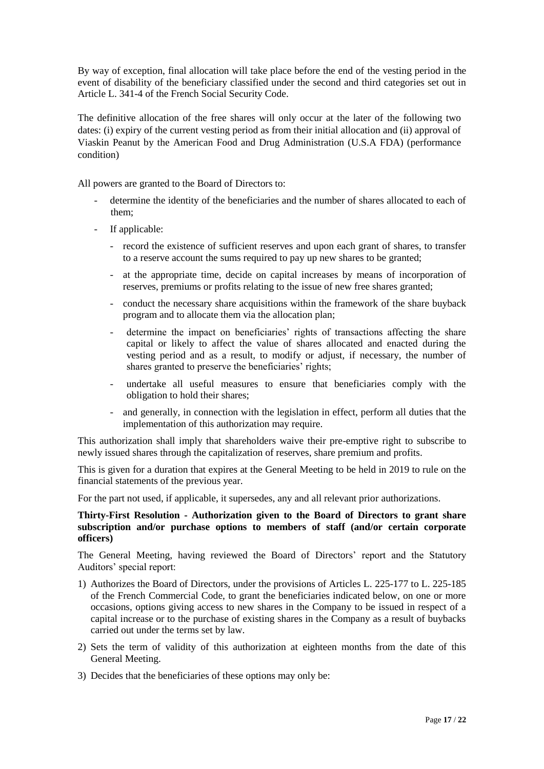By way of exception, final allocation will take place before the end of the vesting period in the event of disability of the beneficiary classified under the second and third categories set out in Article L. 341-4 of the French Social Security Code.

The definitive allocation of the free shares will only occur at the later of the following two dates: (i) expiry of the current vesting period as from their initial allocation and (ii) approval of Viaskin Peanut by the American Food and Drug Administration (U.S.A FDA) (performance condition)

All powers are granted to the Board of Directors to:

- determine the identity of the beneficiaries and the number of shares allocated to each of them;
- If applicable:
  - record the existence of sufficient reserves and upon each grant of shares, to transfer to a reserve account the sums required to pay up new shares to be granted;
  - at the appropriate time, decide on capital increases by means of incorporation of reserves, premiums or profits relating to the issue of new free shares granted;
  - conduct the necessary share acquisitions within the framework of the share buyback program and to allocate them via the allocation plan;
  - determine the impact on beneficiaries' rights of transactions affecting the share capital or likely to affect the value of shares allocated and enacted during the vesting period and as a result, to modify or adjust, if necessary, the number of shares granted to preserve the beneficiaries' rights;
  - undertake all useful measures to ensure that beneficiaries comply with the obligation to hold their shares;
  - and generally, in connection with the legislation in effect, perform all duties that the implementation of this authorization may require.

This authorization shall imply that shareholders waive their pre-emptive right to subscribe to newly issued shares through the capitalization of reserves, share premium and profits.

This is given for a duration that expires at the General Meeting to be held in 2019 to rule on the financial statements of the previous year.

For the part not used, if applicable, it supersedes, any and all relevant prior authorizations.

**Thirty-First Resolution - Authorization given to the Board of Directors to grant share subscription and/or purchase options to members of staff (and/or certain corporate officers)**

The General Meeting, having reviewed the Board of Directors' report and the Statutory Auditors' special report:

1) Authorizes the Board of Directors, under the provisions of Articles L. 225-177 to L. 225-185 of the French Commercial Code, to grant the beneficiaries indicated below, on one or more occasions, options giving access to new shares in the Company to be issued in respect of a capital increase or to the purchase of existing shares in the Company as a result of buybacks carried out under the terms set by law.
2) Sets the term of validity of this authorization at eighteen months from the date of this General Meeting.
3) Decides that the beneficiaries of these options may only be: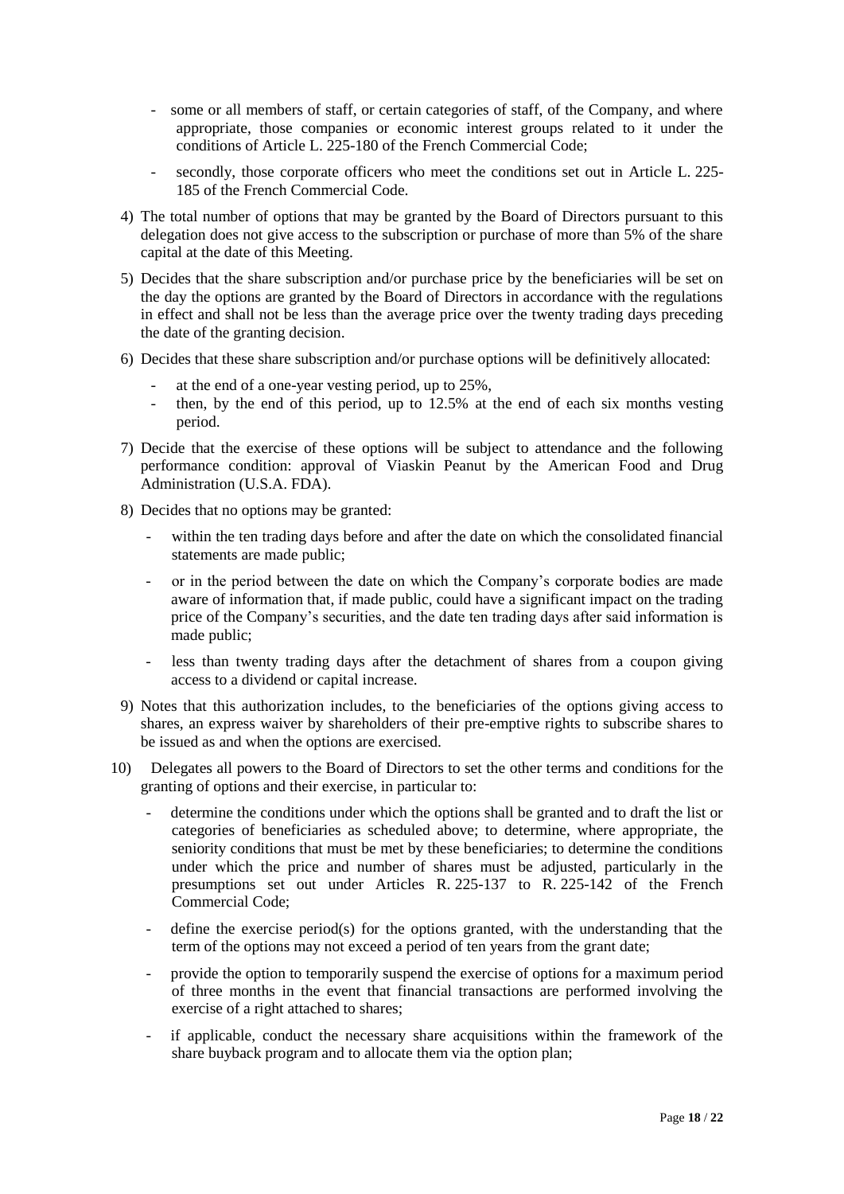- some or all members of staff, or certain categories of staff, of the Company, and where appropriate, those companies or economic interest groups related to it under the conditions of Article L. 225-180 of the French Commercial Code;
- secondly, those corporate officers who meet the conditions set out in Article L. 225-185 of the French Commercial Code.

4) The total number of options that may be granted by the Board of Directors pursuant to this delegation does not give access to the subscription or purchase of more than 5% of the share capital at the date of this Meeting.

5) Decides that the share subscription and/or purchase price by the beneficiaries will be set on the day the options are granted by the Board of Directors in accordance with the regulations in effect and shall not be less than the average price over the twenty trading days preceding the date of the granting decision.

6) Decides that these share subscription and/or purchase options will be definitively allocated:
   - at the end of a one-year vesting period, up to 25%,
   - then, by the end of this period, up to 12.5% at the end of each six months vesting period.

7) Decide that the exercise of these options will be subject to attendance and the following performance condition: approval of Viaskin Peanut by the American Food and Drug Administration (U.S.A. FDA).

8) Decides that no options may be granted:
   - within the ten trading days before and after the date on which the consolidated financial statements are made public;
   - or in the period between the date on which the Company's corporate bodies are made aware of information that, if made public, could have a significant impact on the trading price of the Company's securities, and the date ten trading days after said information is made public;
   - less than twenty trading days after the detachment of shares from a coupon giving access to a dividend or capital increase.

9) Notes that this authorization includes, to the beneficiaries of the options giving access to shares, an express waiver by shareholders of their pre-emptive rights to subscribe shares to be issued as and when the options are exercised.

10) Delegates all powers to the Board of Directors to set the other terms and conditions for the granting of options and their exercise, in particular to:
    - determine the conditions under which the options shall be granted and to draft the list or categories of beneficiaries as scheduled above; to determine, where appropriate, the seniority conditions that must be met by these beneficiaries; to determine the conditions under which the price and number of shares must be adjusted, particularly in the presumptions set out under Articles R. 225-137 to R. 225-142 of the French Commercial Code;
    - define the exercise period(s) for the options granted, with the understanding that the term of the options may not exceed a period of ten years from the grant date;
    - provide the option to temporarily suspend the exercise of options for a maximum period of three months in the event that financial transactions are performed involving the exercise of a right attached to shares;
    - if applicable, conduct the necessary share acquisitions within the framework of the share buyback program and to allocate them via the option plan;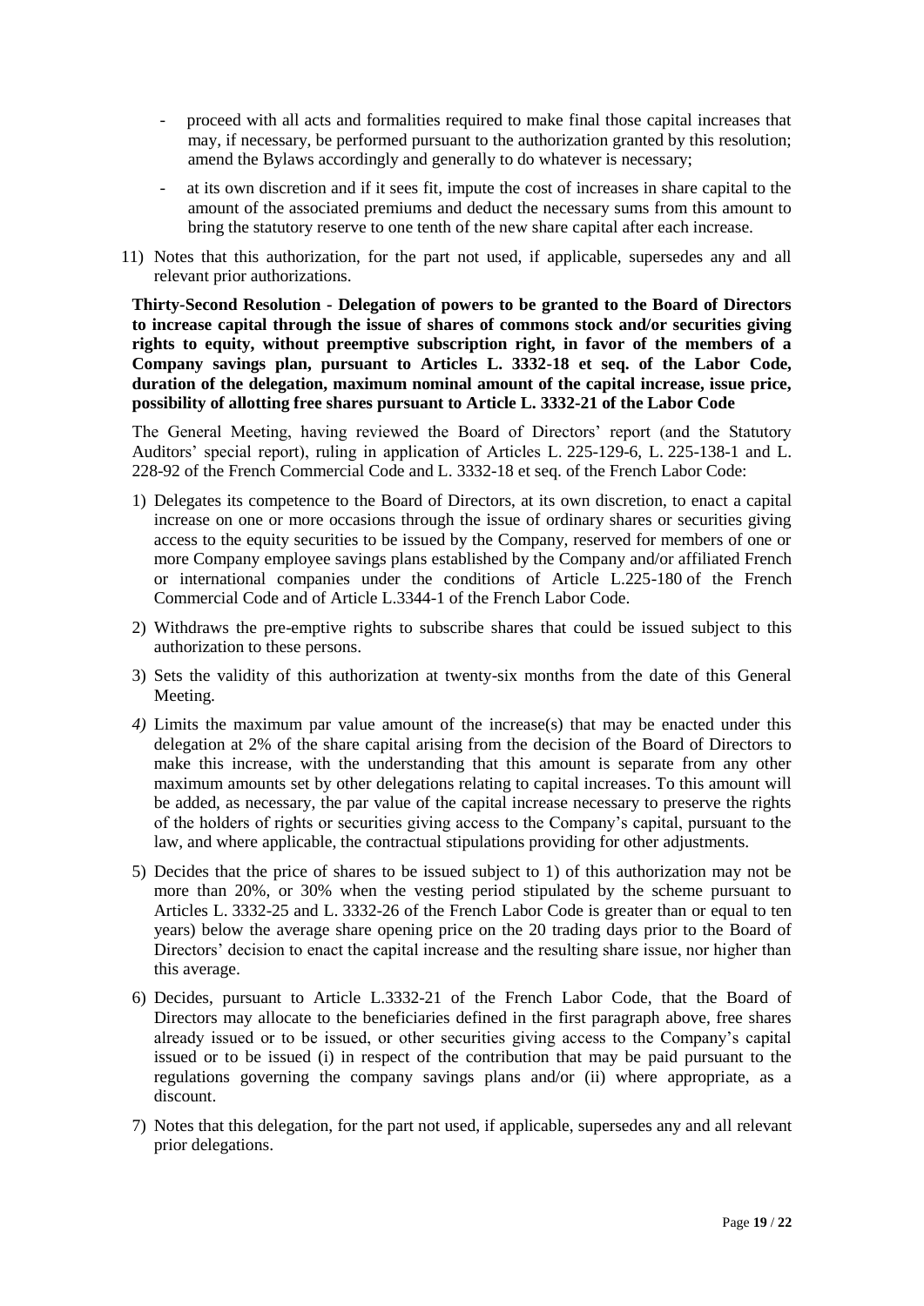- proceed with all acts and formalities required to make final those capital increases that may, if necessary, be performed pursuant to the authorization granted by this resolution; amend the Bylaws accordingly and generally to do whatever is necessary;
- at its own discretion and if it sees fit, impute the cost of increases in share capital to the amount of the associated premiums and deduct the necessary sums from this amount to bring the statutory reserve to one tenth of the new share capital after each increase.

11) Notes that this authorization, for the part not used, if applicable, supersedes any and all relevant prior authorizations.

**Thirty-Second Resolution - Delegation of powers to be granted to the Board of Directors to increase capital through the issue of shares of commons stock and/or securities giving rights to equity, without preemptive subscription right, in favor of the members of a Company savings plan, pursuant to Articles L. 3332-18 et seq. of the Labor Code, duration of the delegation, maximum nominal amount of the capital increase, issue price, possibility of allotting free shares pursuant to Article L. 3332-21 of the Labor Code**

The General Meeting, having reviewed the Board of Directors' report (and the Statutory Auditors' special report), ruling in application of Articles L. 225-129-6, L. 225-138-1 and L. 228-92 of the French Commercial Code and L. 3332-18 et seq. of the French Labor Code:

1) Delegates its competence to the Board of Directors, at its own discretion, to enact a capital increase on one or more occasions through the issue of ordinary shares or securities giving access to the equity securities to be issued by the Company, reserved for members of one or more Company employee savings plans established by the Company and/or affiliated French or international companies under the conditions of Article L.225-180 of the French Commercial Code and of Article L.3344-1 of the French Labor Code.
2) Withdraws the pre-emptive rights to subscribe shares that could be issued subject to this authorization to these persons.
3) Sets the validity of this authorization at twenty-six months from the date of this General Meeting.
4) Limits the maximum par value amount of the increase(s) that may be enacted under this delegation at 2% of the share capital arising from the decision of the Board of Directors to make this increase, with the understanding that this amount is separate from any other maximum amounts set by other delegations relating to capital increases. To this amount will be added, as necessary, the par value of the capital increase necessary to preserve the rights of the holders of rights or securities giving access to the Company's capital, pursuant to the law, and where applicable, the contractual stipulations providing for other adjustments.
5) Decides that the price of shares to be issued subject to 1) of this authorization may not be more than 20%, or 30% when the vesting period stipulated by the scheme pursuant to Articles L. 3332-25 and L. 3332-26 of the French Labor Code is greater than or equal to ten years) below the average share opening price on the 20 trading days prior to the Board of Directors' decision to enact the capital increase and the resulting share issue, nor higher than this average.
6) Decides, pursuant to Article L.3332-21 of the French Labor Code, that the Board of Directors may allocate to the beneficiaries defined in the first paragraph above, free shares already issued or to be issued, or other securities giving access to the Company's capital issued or to be issued (i) in respect of the contribution that may be paid pursuant to the regulations governing the company savings plans and/or (ii) where appropriate, as a discount.
7) Notes that this delegation, for the part not used, if applicable, supersedes any and all relevant prior delegations.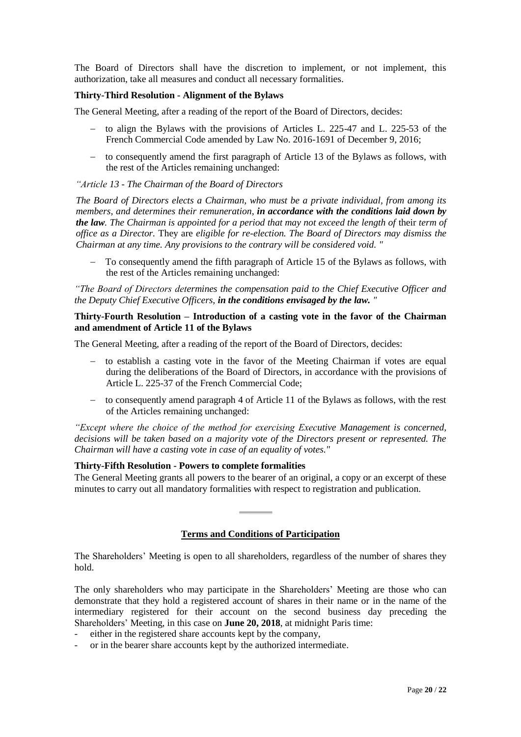The Board of Directors shall have the discretion to implement, or not implement, this authorization, take all measures and conduct all necessary formalities.

**Thirty-Third Resolution - Alignment of the Bylaws**

The General Meeting, after a reading of the report of the Board of Directors, decides:

- to align the Bylaws with the provisions of Articles L. 225-47 and L. 225-53 of the French Commercial Code amended by Law No. 2016-1691 of December 9, 2016;
- to consequently amend the first paragraph of Article 13 of the Bylaws as follows, with the rest of the Articles remaining unchanged:

*"Article 13 - The Chairman of the Board of Directors*

*The Board of Directors elects a Chairman, who must be a private individual, from among its members, and determines their remuneration, **in accordance with the conditions laid down by the law**. The Chairman is appointed for a period that may not exceed the length of* their *term of office as a Director.* They are *eligible for re-election. The Board of Directors may dismiss the Chairman at any time. Any provisions to the contrary will be considered void. "*

- To consequently amend the fifth paragraph of Article 15 of the Bylaws as follows, with the rest of the Articles remaining unchanged:

*"The Board of Directors determines the compensation paid to the Chief Executive Officer and the Deputy Chief Executive Officers, **in the conditions envisaged by the law.** "*

**Thirty-Fourth Resolution – Introduction of a casting vote in the favor of the Chairman and amendment of Article 11 of the Bylaws**

The General Meeting, after a reading of the report of the Board of Directors, decides:

- to establish a casting vote in the favor of the Meeting Chairman if votes are equal during the deliberations of the Board of Directors, in accordance with the provisions of Article L. 225-37 of the French Commercial Code;
- to consequently amend paragraph 4 of Article 11 of the Bylaws as follows, with the rest of the Articles remaining unchanged:

*"Except where the choice of the method for exercising Executive Management is concerned, decisions will be taken based on a majority vote of the Directors present or represented. The Chairman will have a casting vote in case of an equality of votes."*

**Thirty-Fifth Resolution - Powers to complete formalities**

The General Meeting grants all powers to the bearer of an original, a copy or an excerpt of these minutes to carry out all mandatory formalities with respect to registration and publication.

---

## Terms and Conditions of Participation

The Shareholders' Meeting is open to all shareholders, regardless of the number of shares they hold.

The only shareholders who may participate in the Shareholders' Meeting are those who can demonstrate that they hold a registered account of shares in their name or in the name of the intermediary registered for their account on the second business day preceding the Shareholders' Meeting, in this case on **June 20, 2018**, at midnight Paris time:

- either in the registered share accounts kept by the company,
- or in the bearer share accounts kept by the authorized intermediate.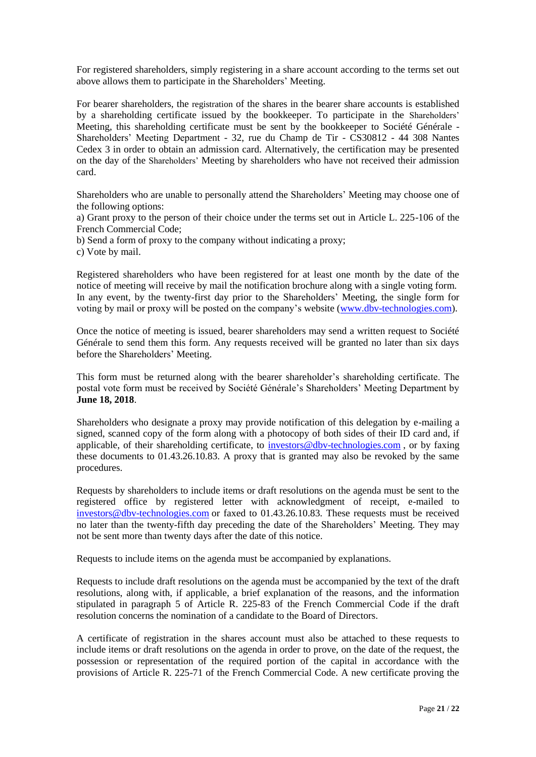For registered shareholders, simply registering in a share account according to the terms set out above allows them to participate in the Shareholders' Meeting.

For bearer shareholders, the registration of the shares in the bearer share accounts is established by a shareholding certificate issued by the bookkeeper. To participate in the Shareholders' Meeting, this shareholding certificate must be sent by the bookkeeper to Société Générale - Shareholders' Meeting Department - 32, rue du Champ de Tir - CS30812 - 44 308 Nantes Cedex 3 in order to obtain an admission card. Alternatively, the certification may be presented on the day of the Shareholders' Meeting by shareholders who have not received their admission card.

Shareholders who are unable to personally attend the Shareholders' Meeting may choose one of the following options:

a) Grant proxy to the person of their choice under the terms set out in Article L. 225-106 of the French Commercial Code;

b) Send a form of proxy to the company without indicating a proxy;

c) Vote by mail.

Registered shareholders who have been registered for at least one month by the date of the notice of meeting will receive by mail the notification brochure along with a single voting form. In any event, by the twenty-first day prior to the Shareholders' Meeting, the single form for voting by mail or proxy will be posted on the company's website (www.dbv-technologies.com).

Once the notice of meeting is issued, bearer shareholders may send a written request to Société Générale to send them this form. Any requests received will be granted no later than six days before the Shareholders' Meeting.

This form must be returned along with the bearer shareholder's shareholding certificate. The postal vote form must be received by Société Générale's Shareholders' Meeting Department by **June 18, 2018**.

Shareholders who designate a proxy may provide notification of this delegation by e-mailing a signed, scanned copy of the form along with a photocopy of both sides of their ID card and, if applicable, of their shareholding certificate, to investors@dbv-technologies.com , or by faxing these documents to 01.43.26.10.83. A proxy that is granted may also be revoked by the same procedures.

Requests by shareholders to include items or draft resolutions on the agenda must be sent to the registered office by registered letter with acknowledgment of receipt, e-mailed to investors@dbv-technologies.com or faxed to 01.43.26.10.83. These requests must be received no later than the twenty-fifth day preceding the date of the Shareholders' Meeting. They may not be sent more than twenty days after the date of this notice.

Requests to include items on the agenda must be accompanied by explanations.

Requests to include draft resolutions on the agenda must be accompanied by the text of the draft resolutions, along with, if applicable, a brief explanation of the reasons, and the information stipulated in paragraph 5 of Article R. 225-83 of the French Commercial Code if the draft resolution concerns the nomination of a candidate to the Board of Directors.

A certificate of registration in the shares account must also be attached to these requests to include items or draft resolutions on the agenda in order to prove, on the date of the request, the possession or representation of the required portion of the capital in accordance with the provisions of Article R. 225-71 of the French Commercial Code. A new certificate proving the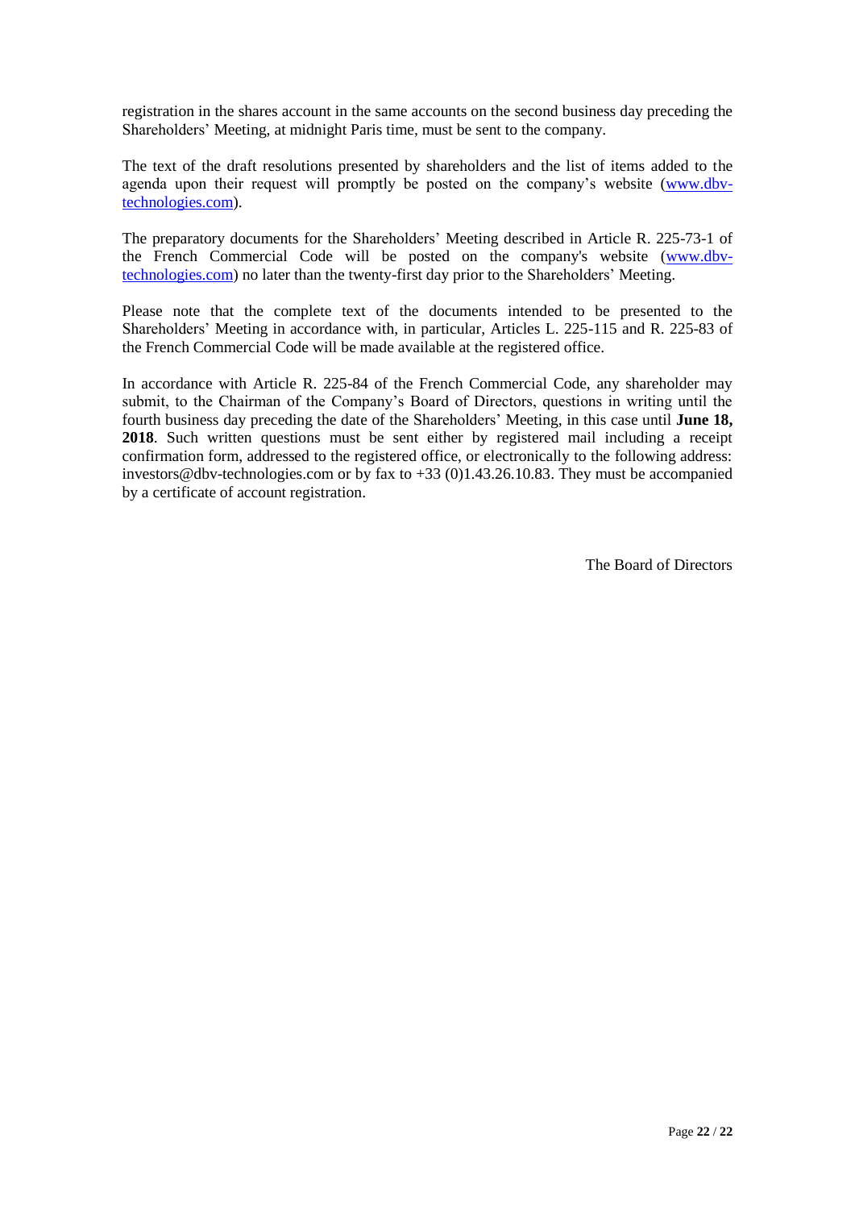registration in the shares account in the same accounts on the second business day preceding the Shareholders' Meeting, at midnight Paris time, must be sent to the company.

The text of the draft resolutions presented by shareholders and the list of items added to the agenda upon their request will promptly be posted on the company's website (www.dbv-technologies.com).

The preparatory documents for the Shareholders' Meeting described in Article R. 225-73-1 of the French Commercial Code will be posted on the company's website (www.dbv-technologies.com) no later than the twenty-first day prior to the Shareholders' Meeting.

Please note that the complete text of the documents intended to be presented to the Shareholders' Meeting in accordance with, in particular, Articles L. 225-115 and R. 225-83 of the French Commercial Code will be made available at the registered office.

In accordance with Article R. 225-84 of the French Commercial Code, any shareholder may submit, to the Chairman of the Company's Board of Directors, questions in writing until the fourth business day preceding the date of the Shareholders' Meeting, in this case until **June 18, 2018**. Such written questions must be sent either by registered mail including a receipt confirmation form, addressed to the registered office, or electronically to the following address: investors@dbv-technologies.com or by fax to +33 (0)1.43.26.10.83. They must be accompanied by a certificate of account registration.

The Board of Directors